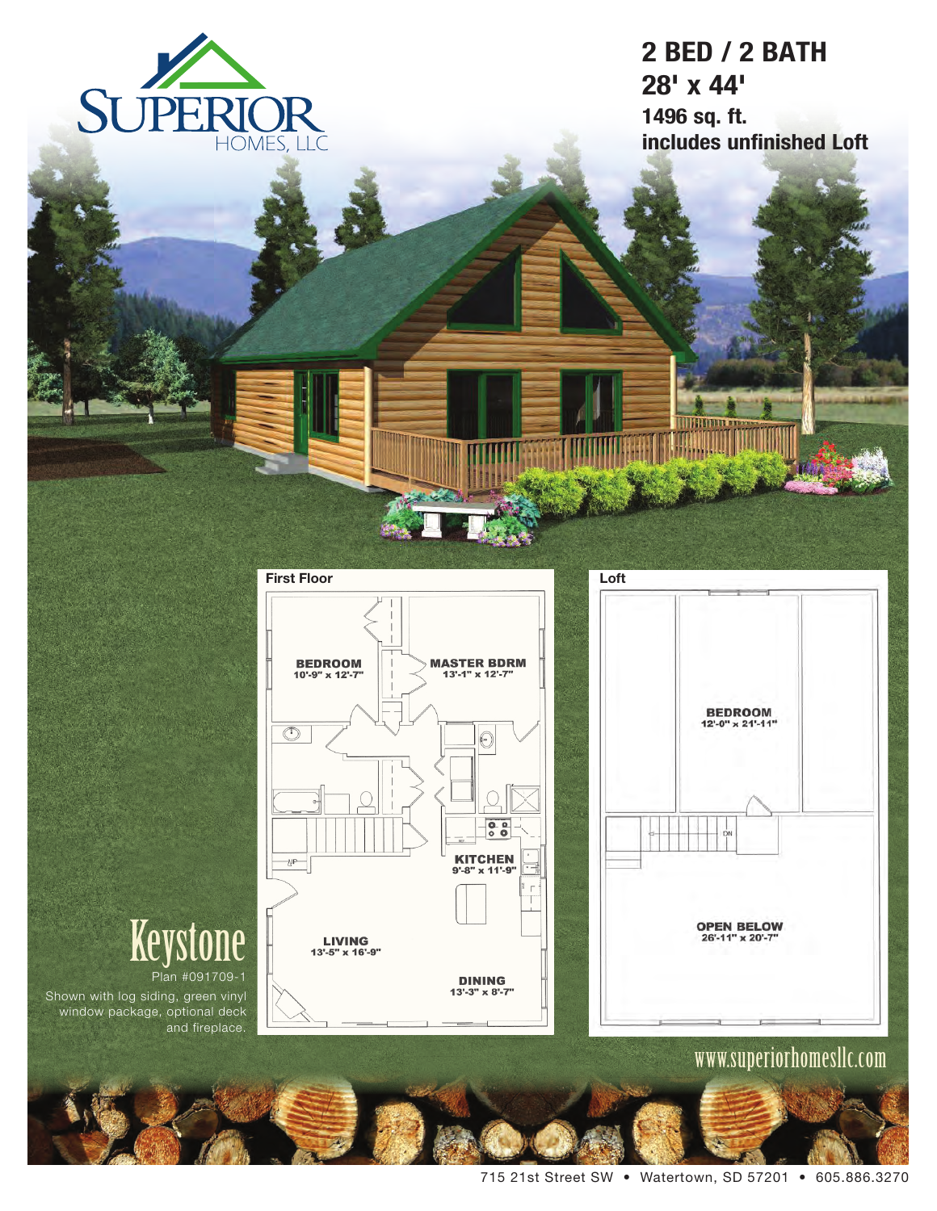SUPERIOR HOMES, LLC

# 2 BED / 2 BATH

## 28' x 44'

**1496 sq. ft.**

**includes unfinished Loft**

### First Floor

BEDROOM
10'-9" x 12'-7"

MASTER BDRM
13'-1" x 12'-7"

KITCHEN
9'-8" x 11'-9"

LIVING
13'-5" x 16'-9"

DINING
13'-3" x 8'-7"

### Loft

BEDROOM
12'-0" x 21'-11"

OPEN BELOW
26'-11" x 20'-7"

# Keystone

Plan #091709-1

Shown with log siding, green vinyl window package, optional deck and fireplace.

www.superiorhomesllc.com

715 21st Street SW • Watertown, SD 57201 • 605.886.3270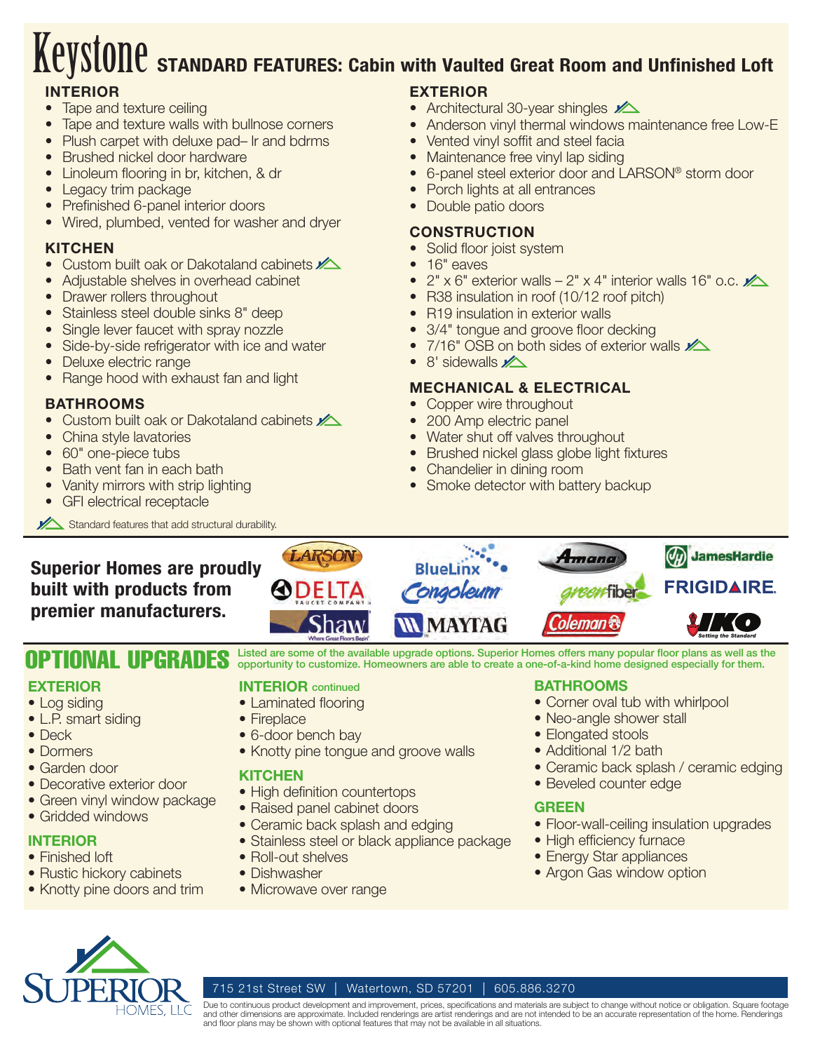# Keystone STANDARD FEATURES: Cabin with Vaulted Great Room and Unfinished Loft

## INTERIOR
- Tape and texture ceiling
- Tape and texture walls with bullnose corners
- Plush carpet with deluxe pad– lr and bdrms
- Brushed nickel door hardware
- Linoleum flooring in br, kitchen, & dr
- Legacy trim package
- Prefinished 6-panel interior doors
- Wired, plumbed, vented for washer and dryer

## KITCHEN
- Custom built oak or Dakotaland cabinets ✓
- Adjustable shelves in overhead cabinet
- Drawer rollers throughout
- Stainless steel double sinks 8" deep
- Single lever faucet with spray nozzle
- Side-by-side refrigerator with ice and water
- Deluxe electric range
- Range hood with exhaust fan and light

## BATHROOMS
- Custom built oak or Dakotaland cabinets ✓
- China style lavatories
- 60" one-piece tubs
- Bath vent fan in each bath
- Vanity mirrors with strip lighting
- GFI electrical receptacle

## EXTERIOR
- Architectural 30-year shingles ✓
- Anderson vinyl thermal windows maintenance free Low-E
- Vented vinyl soffit and steel facia
- Maintenance free vinyl lap siding
- 6-panel steel exterior door and LARSON® storm door
- Porch lights at all entrances
- Double patio doors

## CONSTRUCTION
- Solid floor joist system
- 16" eaves
- 2" x 6" exterior walls – 2" x 4" interior walls 16" o.c. ✓
- R38 insulation in roof (10/12 roof pitch)
- R19 insulation in exterior walls
- 3/4" tongue and groove floor decking
- 7/16" OSB on both sides of exterior walls ✓
- 8' sidewalls ✓

## MECHANICAL & ELECTRICAL
- Copper wire throughout
- 200 Amp electric panel
- Water shut off valves throughout
- Brushed nickel glass globe light fixtures
- Chandelier in dining room
- Smoke detector with battery backup

✓ Standard features that add structural durability.

**Superior Homes are proudly built with products from premier manufacturers.**

LARSON, BlueLinx, Amana, JamesHardie, DELTA FAUCET COMPANY, Congoleum, greenfiber, FRIGIDAIRE, Shaw Where Great Floors Begin, MAYTAG, Coleman, IKO Setting the Standard

# OPTIONAL UPGRADES

Listed are some of the available upgrade options. Superior Homes offers many popular floor plans as well as the opportunity to customize. Homeowners are able to create a one-of-a-kind home designed especially for them.

## EXTERIOR
- Log siding
- L.P. smart siding
- Deck
- Dormers
- Garden door
- Decorative exterior door
- Green vinyl window package
- Gridded windows

## INTERIOR
- Finished loft
- Rustic hickory cabinets
- Knotty pine doors and trim

## INTERIOR continued
- Laminated flooring
- Fireplace
- 6-door bench bay
- Knotty pine tongue and groove walls

## KITCHEN
- High definition countertops
- Raised panel cabinet doors
- Ceramic back splash and edging
- Stainless steel or black appliance package
- Roll-out shelves
- Dishwasher
- Microwave over range

## BATHROOMS
- Corner oval tub with whirlpool
- Neo-angle shower stall
- Elongated stools
- Additional 1/2 bath
- Ceramic back splash / ceramic edging
- Beveled counter edge

## GREEN
- Floor-wall-ceiling insulation upgrades
- High efficiency furnace
- Energy Star appliances
- Argon Gas window option

SUPERIOR HOMES, LLC

715 21st Street SW | Watertown, SD 57201 | 605.886.3270

Due to continuous product development and improvement, prices, specifications and materials are subject to change without notice or obligation. Square footage and other dimensions are approximate. Included renderings are artist renderings and are not intended to be an accurate representation of the home. Renderings and floor plans may be shown with optional features that may not be available in all situations.